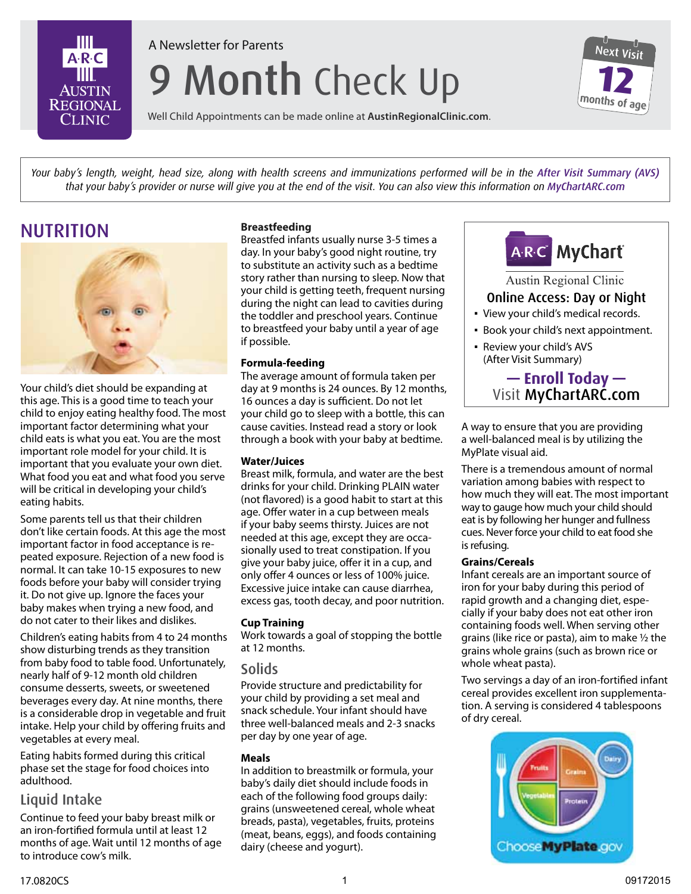A Newsletter for Parents

# 9 Month Check Up

Well Child Appointments can be made online at **AustinRegionalClinic.com**.

Next Visit **12** months of age

*Your baby's length, weight, head size, along with health screens and immunizations performed will be in the **After Visit Summary (AVS)** that your baby's provider or nurse will give you at the end of the visit. You can also view this information on **MyChartARC.com***

## NUTRITION

Your child's diet should be expanding at this age. This is a good time to teach your child to enjoy eating healthy food. The most important factor determining what your child eats is what you eat. You are the most important role model for your child. It is important that you evaluate your own diet. What food you eat and what food you serve will be critical in developing your child's eating habits.

Some parents tell us that their children don't like certain foods. At this age the most important factor in food acceptance is repeated exposure. Rejection of a new food is normal. It can take 10-15 exposures to new foods before your baby will consider trying it. Do not give up. Ignore the faces your baby makes when trying a new food, and do not cater to their likes and dislikes.

Children's eating habits from 4 to 24 months show disturbing trends as they transition from baby food to table food. Unfortunately, nearly half of 9-12 month old children consume desserts, sweets, or sweetened beverages every day. At nine months, there is a considerable drop in vegetable and fruit intake. Help your child by offering fruits and vegetables at every meal.

Eating habits formed during this critical phase set the stage for food choices into adulthood.

### Liquid Intake

Continue to feed your baby breast milk or an iron-fortified formula until at least 12 months of age. Wait until 12 months of age to introduce cow's milk.

**Breastfeeding**

Breastfed infants usually nurse 3-5 times a day. In your baby's good night routine, try to substitute an activity such as a bedtime story rather than nursing to sleep. Now that your child is getting teeth, frequent nursing during the night can lead to cavities during the toddler and preschool years. Continue to breastfeed your baby until a year of age if possible.

**Formula-feeding**

The average amount of formula taken per day at 9 months is 24 ounces. By 12 months, 16 ounces a day is sufficient. Do not let your child go to sleep with a bottle, this can cause cavities. Instead read a story or look through a book with your baby at bedtime.

**Water/Juices**

Breast milk, formula, and water are the best drinks for your child. Drinking PLAIN water (not flavored) is a good habit to start at this age. Offer water in a cup between meals if your baby seems thirsty. Juices are not needed at this age, except they are occasionally used to treat constipation. If you give your baby juice, offer it in a cup, and only offer 4 ounces or less of 100% juice. Excessive juice intake can cause diarrhea, excess gas, tooth decay, and poor nutrition.

**Cup Training**

Work towards a goal of stopping the bottle at 12 months.

### Solids

Provide structure and predictability for your child by providing a set meal and snack schedule. Your infant should have three well-balanced meals and 2-3 snacks per day by one year of age.

**Meals**

In addition to breastmilk or formula, your baby's daily diet should include foods in each of the following food groups daily: grains (unsweetened cereal, whole wheat breads, pasta), vegetables, fruits, proteins (meat, beans, eggs), and foods containing dairy (cheese and yogurt).

**ARC MyChart**

Austin Regional Clinic

Online Access: Day or Night

- View your child's medical records.
- Book your child's next appointment.
- Review your child's AVS (After Visit Summary)

**— Enroll Today —**

Visit **MyChartARC.com**

A way to ensure that you are providing a well-balanced meal is by utilizing the MyPlate visual aid.

There is a tremendous amount of normal variation among babies with respect to how much they will eat. The most important way to gauge how much your child should eat is by following her hunger and fullness cues. Never force your child to eat food she is refusing.

**Grains/Cereals**

Infant cereals are an important source of iron for your baby during this period of rapid growth and a changing diet, especially if your baby does not eat other iron containing foods well. When serving other grains (like rice or pasta), aim to make ½ the grains whole grains (such as brown rice or whole wheat pasta).

Two servings a day of an iron-fortified infant cereal provides excellent iron supplementation. A serving is considered 4 tablespoons of dry cereal.

Fruits
Grains
Dairy
Vegetables
Protein
ChooseMyPlate.gov

17.0820CS 09172015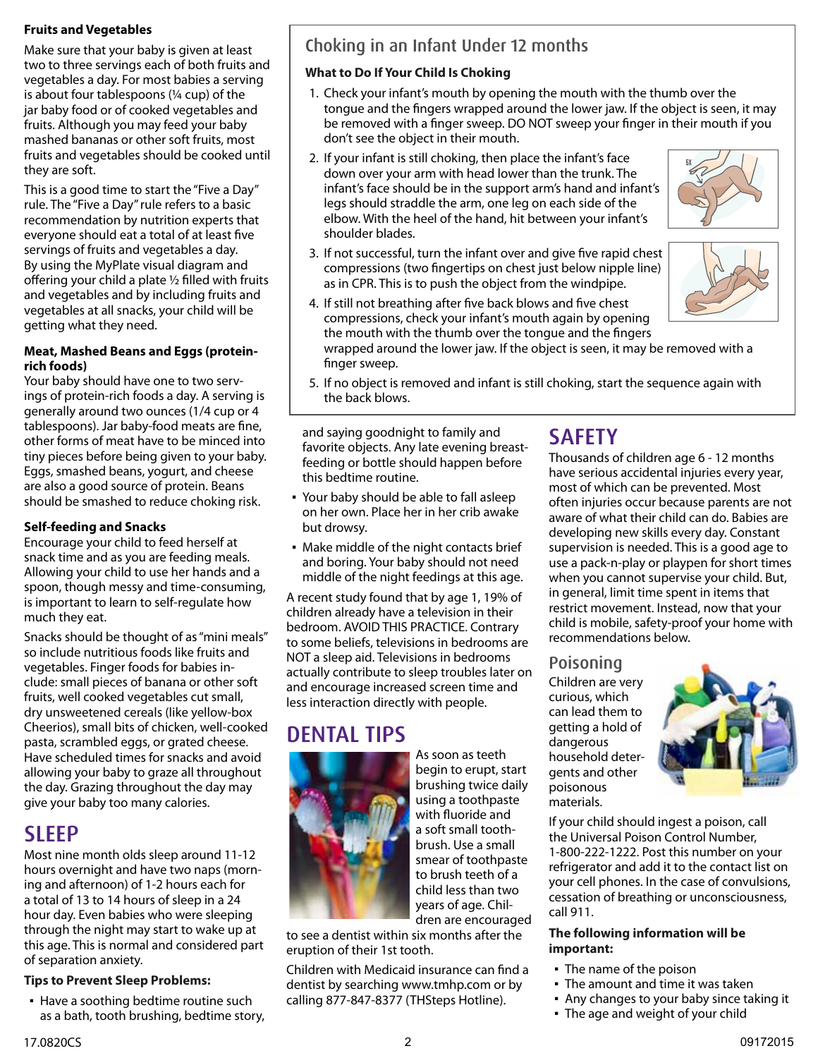### Fruits and Vegetables

Make sure that your baby is given at least two to three servings each of both fruits and vegetables a day. For most babies a serving is about four tablespoons (¼ cup) of the jar baby food or of cooked vegetables and fruits. Although you may feed your baby mashed bananas or other soft fruits, most fruits and vegetables should be cooked until they are soft.

This is a good time to start the "Five a Day" rule. The "Five a Day" rule refers to a basic recommendation by nutrition experts that everyone should eat a total of at least five servings of fruits and vegetables a day. By using the MyPlate visual diagram and offering your child a plate ½ filled with fruits and vegetables and by including fruits and vegetables at all snacks, your child will be getting what they need.

### Meat, Mashed Beans and Eggs (protein-rich foods)

Your baby should have one to two servings of protein-rich foods a day. A serving is generally around two ounces (1/4 cup or 4 tablespoons). Jar baby-food meats are fine, other forms of meat have to be minced into tiny pieces before being given to your baby. Eggs, smashed beans, yogurt, and cheese are also a good source of protein. Beans should be smashed to reduce choking risk.

### Self-feeding and Snacks

Encourage your child to feed herself at snack time and as you are feeding meals. Allowing your child to use her hands and a spoon, though messy and time-consuming, is important to learn to self-regulate how much they eat.

Snacks should be thought of as "mini meals" so include nutritious foods like fruits and vegetables. Finger foods for babies include: small pieces of banana or other soft fruits, well cooked vegetables cut small, dry unsweetened cereals (like yellow-box Cheerios), small bits of chicken, well-cooked pasta, scrambled eggs, or grated cheese. Have scheduled times for snacks and avoid allowing your baby to graze all throughout the day. Grazing throughout the day may give your baby too many calories.

## Choking in an Infant Under 12 months

**What to Do If Your Child Is Choking**

1. Check your infant's mouth by opening the mouth with the thumb over the tongue and the fingers wrapped around the lower jaw. If the object is seen, it may be removed with a finger sweep. DO NOT sweep your finger in their mouth if you don't see the object in their mouth.
2. If your infant is still choking, then place the infant's face down over your arm with head lower than the trunk. The infant's face should be in the support arm's hand and infant's legs should straddle the arm, one leg on each side of the elbow. With the heel of the hand, hit between your infant's shoulder blades.
3. If not successful, turn the infant over and give five rapid chest compressions (two fingertips on chest just below nipple line) as in CPR. This is to push the object from the windpipe.
4. If still not breathing after five back blows and five chest compressions, check your infant's mouth again by opening the mouth with the thumb over the tongue and the fingers wrapped around the lower jaw. If the object is seen, it may be removed with a finger sweep.
5. If no object is removed and infant is still choking, start the sequence again with the back blows.

## SLEEP

Most nine month olds sleep around 11-12 hours overnight and have two naps (morning and afternoon) of 1-2 hours each for a total of 13 to 14 hours of sleep in a 24 hour day. Even babies who were sleeping through the night may start to wake up at this age. This is normal and considered part of separation anxiety.

**Tips to Prevent Sleep Problems:**

- Have a soothing bedtime routine such as a bath, tooth brushing, bedtime story, and saying goodnight to family and favorite objects. Any late evening breast-feeding or bottle should happen before this bedtime routine.
- Your baby should be able to fall asleep on her own. Place her in her crib awake but drowsy.
- Make middle of the night contacts brief and boring. Your baby should not need middle of the night feedings at this age.

A recent study found that by age 1, 19% of children already have a television in their bedroom. AVOID THIS PRACTICE. Contrary to some beliefs, televisions in bedrooms are NOT a sleep aid. Televisions in bedrooms actually contribute to sleep troubles later on and encourage increased screen time and less interaction directly with people.

## DENTAL TIPS

As soon as teeth begin to erupt, start brushing twice daily using a toothpaste with fluoride and a soft small toothbrush. Use a small smear of toothpaste to brush teeth of a child less than two years of age. Children are encouraged to see a dentist within six months after the eruption of their 1st tooth.

Children with Medicaid insurance can find a dentist by searching www.tmhp.com or by calling 877-847-8377 (THSteps Hotline).

## SAFETY

Thousands of children age 6 - 12 months have serious accidental injuries every year, most of which can be prevented. Most often injuries occur because parents are not aware of what their child can do. Babies are developing new skills every day. Constant supervision is needed. This is a good age to use a pack-n-play or playpen for short times when you cannot supervise your child. But, in general, limit time spent in items that restrict movement. Instead, now that your child is mobile, safety-proof your home with recommendations below.

### Poisoning

Children are very curious, which can lead them to getting a hold of dangerous household detergents and other poisonous materials.

If your child should ingest a poison, call the Universal Poison Control Number, 1-800-222-1222. Post this number on your refrigerator and add it to the contact list on your cell phones. In the case of convulsions, cessation of breathing or unconsciousness, call 911.

**The following information will be important:**

- The name of the poison
- The amount and time it was taken
- Any changes to your baby since taking it
- The age and weight of your child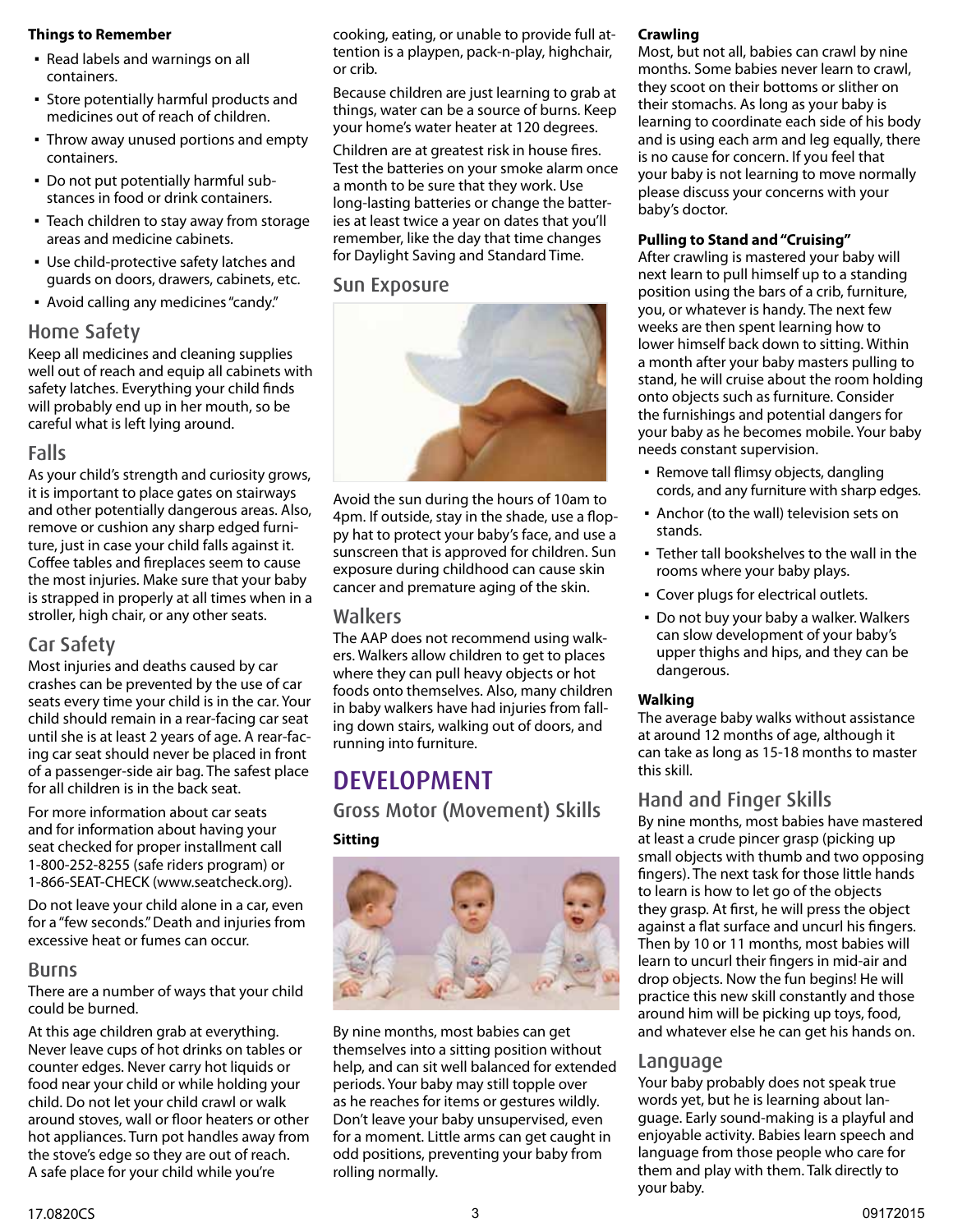**Things to Remember**

- Read labels and warnings on all containers.
- Store potentially harmful products and medicines out of reach of children.
- Throw away unused portions and empty containers.
- Do not put potentially harmful substances in food or drink containers.
- Teach children to stay away from storage areas and medicine cabinets.
- Use child-protective safety latches and guards on doors, drawers, cabinets, etc.
- Avoid calling any medicines "candy."

## Home Safety

Keep all medicines and cleaning supplies well out of reach and equip all cabinets with safety latches. Everything your child finds will probably end up in her mouth, so be careful what is left lying around.

## Falls

As your child's strength and curiosity grows, it is important to place gates on stairways and other potentially dangerous areas. Also, remove or cushion any sharp edged furniture, just in case your child falls against it. Coffee tables and fireplaces seem to cause the most injuries. Make sure that your baby is strapped in properly at all times when in a stroller, high chair, or any other seats.

## Car Safety

Most injuries and deaths caused by car crashes can be prevented by the use of car seats every time your child is in the car. Your child should remain in a rear-facing car seat until she is at least 2 years of age. A rear-facing car seat should never be placed in front of a passenger-side air bag. The safest place for all children is in the back seat.

For more information about car seats and for information about having your seat checked for proper installment call 1-800-252-8255 (safe riders program) or 1-866-SEAT-CHECK (www.seatcheck.org).

Do not leave your child alone in a car, even for a "few seconds." Death and injuries from excessive heat or fumes can occur.

## Burns

There are a number of ways that your child could be burned.

At this age children grab at everything. Never leave cups of hot drinks on tables or counter edges. Never carry hot liquids or food near your child or while holding your child. Do not let your child crawl or walk around stoves, wall or floor heaters or other hot appliances. Turn pot handles away from the stove's edge so they are out of reach. A safe place for your child while you're cooking, eating, or unable to provide full attention is a playpen, pack-n-play, highchair, or crib.

Because children are just learning to grab at things, water can be a source of burns. Keep your home's water heater at 120 degrees.

Children are at greatest risk in house fires. Test the batteries on your smoke alarm once a month to be sure that they work. Use long-lasting batteries or change the batteries at least twice a year on dates that you'll remember, like the day that time changes for Daylight Saving and Standard Time.

## Sun Exposure

Avoid the sun during the hours of 10am to 4pm. If outside, stay in the shade, use a floppy hat to protect your baby's face, and use a sunscreen that is approved for children. Sun exposure during childhood can cause skin cancer and premature aging of the skin.

## Walkers

The AAP does not recommend using walkers. Walkers allow children to get to places where they can pull heavy objects or hot foods onto themselves. Also, many children in baby walkers have had injuries from falling down stairs, walking out of doors, and running into furniture.

# DEVELOPMENT

## Gross Motor (Movement) Skills

**Sitting**

By nine months, most babies can get themselves into a sitting position without help, and can sit well balanced for extended periods. Your baby may still topple over as he reaches for items or gestures wildly. Don't leave your baby unsupervised, even for a moment. Little arms can get caught in odd positions, preventing your baby from rolling normally.

**Crawling**

Most, but not all, babies can crawl by nine months. Some babies never learn to crawl, they scoot on their bottoms or slither on their stomachs. As long as your baby is learning to coordinate each side of his body and is using each arm and leg equally, there is no cause for concern. If you feel that your baby is not learning to move normally please discuss your concerns with your baby's doctor.

**Pulling to Stand and "Cruising"**

After crawling is mastered your baby will next learn to pull himself up to a standing position using the bars of a crib, furniture, you, or whatever is handy. The next few weeks are then spent learning how to lower himself back down to sitting. Within a month after your baby masters pulling to stand, he will cruise about the room holding onto objects such as furniture. Consider the furnishings and potential dangers for your baby as he becomes mobile. Your baby needs constant supervision.

- Remove tall flimsy objects, dangling cords, and any furniture with sharp edges.
- Anchor (to the wall) television sets on stands.
- Tether tall bookshelves to the wall in the rooms where your baby plays.
- Cover plugs for electrical outlets.
- Do not buy your baby a walker. Walkers can slow development of your baby's upper thighs and hips, and they can be dangerous.

**Walking**

The average baby walks without assistance at around 12 months of age, although it can take as long as 15-18 months to master this skill.

## Hand and Finger Skills

By nine months, most babies have mastered at least a crude pincer grasp (picking up small objects with thumb and two opposing fingers). The next task for those little hands to learn is how to let go of the objects they grasp. At first, he will press the object against a flat surface and uncurl his fingers. Then by 10 or 11 months, most babies will learn to uncurl their fingers in mid-air and drop objects. Now the fun begins! He will practice this new skill constantly and those around him will be picking up toys, food, and whatever else he can get his hands on.

## Language

Your baby probably does not speak true words yet, but he is learning about language. Early sound-making is a playful and enjoyable activity. Babies learn speech and language from those people who care for them and play with them. Talk directly to your baby.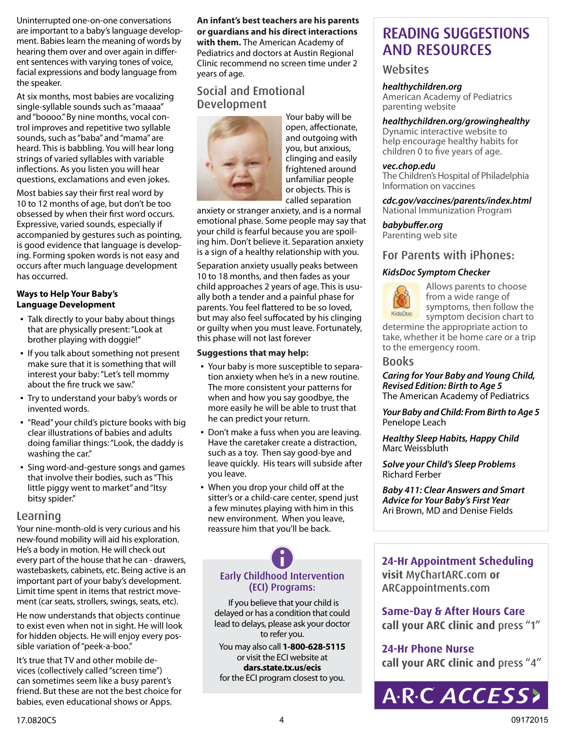Uninterrupted one-on-one conversations are important to a baby's language development. Babies learn the meaning of words by hearing them over and over again in different sentences with varying tones of voice, facial expressions and body language from the speaker.

At six months, most babies are vocalizing single-syllable sounds such as "maaaa" and "boooo." By nine months, vocal control improves and repetitive two syllable sounds, such as "baba" and "mama" are heard. This is babbling. You will hear long strings of varied syllables with variable inflections. As you listen you will hear questions, exclamations and even jokes.

Most babies say their first real word by 10 to 12 months of age, but don't be too obsessed by when their first word occurs. Expressive, varied sounds, especially if accompanied by gestures such as pointing, is good evidence that language is developing. Forming spoken words is not easy and occurs after much language development has occurred.

**Ways to Help Your Baby's Language Development**

- Talk directly to your baby about things that are physically present: "Look at brother playing with doggie!"
- If you talk about something not present make sure that it is something that will interest your baby: "Let's tell mommy about the fire truck we saw."
- Try to understand your baby's words or invented words.
- "Read" your child's picture books with big clear illustrations of babies and adults doing familiar things: "Look, the daddy is washing the car."
- Sing word-and-gesture songs and games that involve their bodies, such as "This little piggy went to market" and "Itsy bitsy spider."

## Learning

Your nine-month-old is very curious and his new-found mobility will aid his exploration. He's a body in motion. He will check out every part of the house that he can - drawers, wastebaskets, cabinets, etc. Being active is an important part of your baby's development. Limit time spent in items that restrict movement (car seats, strollers, swings, seats, etc).

He now understands that objects continue to exist even when not in sight. He will look for hidden objects. He will enjoy every possible variation of "peek-a-boo."

It's true that TV and other mobile devices (collectively called "screen time") can sometimes seem like a busy parent's friend. But these are not the best choice for babies, even educational shows or Apps.

**An infant's best teachers are his parents or guardians and his direct interactions with them.** The American Academy of Pediatrics and doctors at Austin Regional Clinic recommend no screen time under 2 years of age.

## Social and Emotional Development

Your baby will be open, affectionate, and outgoing with you, but anxious, clinging and easily frightened around unfamiliar people or objects. This is called separation anxiety or stranger anxiety, and is a normal emotional phase. Some people may say that your child is fearful because you are spoiling him. Don't believe it. Separation anxiety is a sign of a healthy relationship with you.

Separation anxiety usually peaks between 10 to 18 months, and then fades as your child approaches 2 years of age. This is usually both a tender and a painful phase for parents. You feel flattered to be so loved, but may also feel suffocated by his clinging or guilty when you must leave. Fortunately, this phase will not last forever

**Suggestions that may help:**

- Your baby is more susceptible to separation anxiety when he's in a new routine. The more consistent your patterns for when and how you say goodbye, the more easily he will be able to trust that he can predict your return.
- Don't make a fuss when you are leaving. Have the caretaker create a distraction, such as a toy. Then say good-bye and leave quickly. His tears will subside after you leave.
- When you drop your child off at the sitter's or a child-care center, spend just a few minutes playing with him in this new environment. When you leave, reassure him that you'll be back.

### Early Childhood Intervention (ECI) Programs:

If you believe that your child is delayed or has a condition that could lead to delays, please ask your doctor to refer you.

You may also call **1-800-628-5115** or visit the ECI website at **dars.state.tx.us/ecis** for the ECI program closest to you.

## READING SUGGESTIONS AND RESOURCES

### Websites

***healthychildren.org***
American Academy of Pediatrics parenting website

***healthychildren.org/growinghealthy***
Dynamic interactive website to help encourage healthy habits for children 0 to five years of age.

***vec.chop.edu***
The Children's Hospital of Philadelphia Information on vaccines

***cdc.gov/vaccines/parents/index.html***
National Immunization Program

***babybuffer.org***
Parenting web site

### For Parents with iPhones:

***KidsDoc Symptom Checker***
Allows parents to choose from a wide range of symptoms, then follow the symptom decision chart to determine the appropriate action to take, whether it be home care or a trip to the emergency room.

### Books

***Caring for Your Baby and Young Child, Revised Edition: Birth to Age 5***
The American Academy of Pediatrics

***Your Baby and Child: From Birth to Age 5***
Penelope Leach

***Healthy Sleep Habits, Happy Child***
Marc Weissbluth

***Solve your Child's Sleep Problems***
Richard Ferber

***Baby 411: Clear Answers and Smart Advice for Your Baby's First Year***
Ari Brown, MD and Denise Fields

**24-Hr Appointment Scheduling**
**visit** MyChartARC.com **or** ARCappointments.com

**Same-Day & After Hours Care**
**call your ARC clinic and press "1"**

**24-Hr Phone Nurse**
**call your ARC clinic and press "4"**

A·R·C ACCESS

17.0820CS

09172015